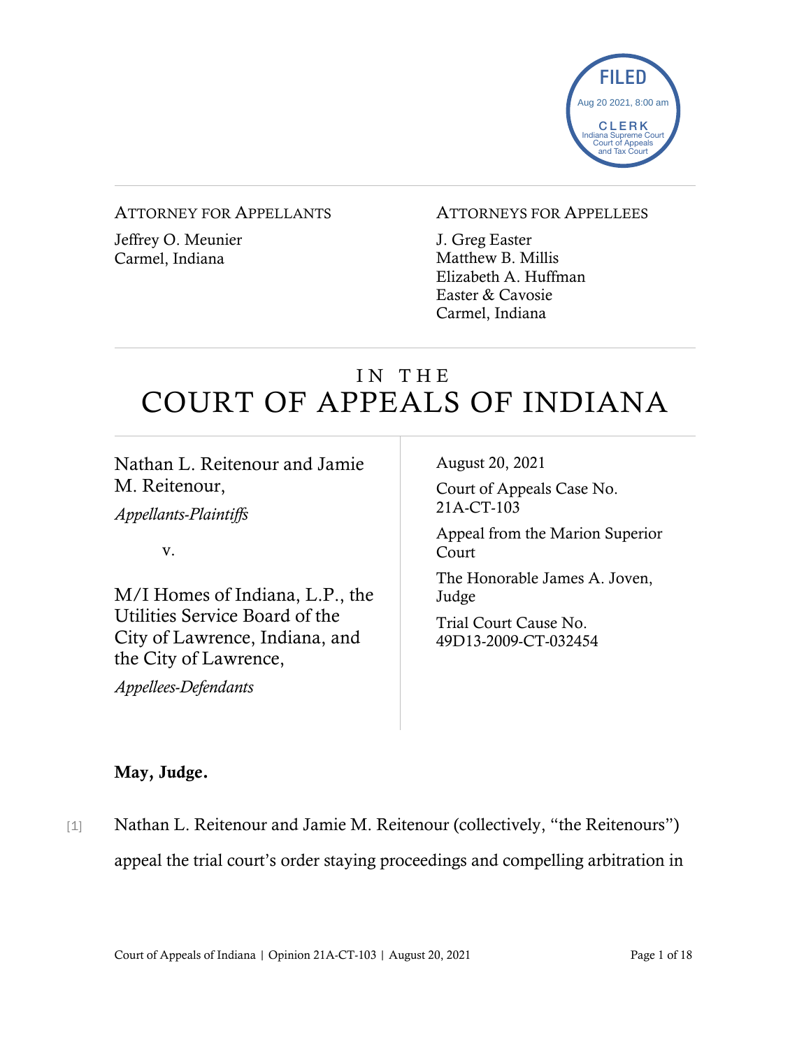FILED
Aug 20 2021, 8:00 am
CLERK
Indiana Supreme Court
Court of Appeals
and Tax Court

ATTORNEY FOR APPELLANTS

Jeffrey O. Meunier
Carmel, Indiana

ATTORNEYS FOR APPELLEES

J. Greg Easter
Matthew B. Millis
Elizabeth A. Huffman
Easter & Cavosie
Carmel, Indiana

# IN THE COURT OF APPEALS OF INDIANA

Nathan L. Reitenour and Jamie M. Reitenour,
*Appellants-Plaintiffs*

v.

M/I Homes of Indiana, L.P., the Utilities Service Board of the City of Lawrence, Indiana, and the City of Lawrence,
*Appellees-Defendants*

August 20, 2021

Court of Appeals Case No. 21A-CT-103

Appeal from the Marion Superior Court

The Honorable James A. Joven, Judge

Trial Court Cause No. 49D13-2009-CT-032454

**May, Judge.**

[1] Nathan L. Reitenour and Jamie M. Reitenour (collectively, "the Reitenours") appeal the trial court's order staying proceedings and compelling arbitration in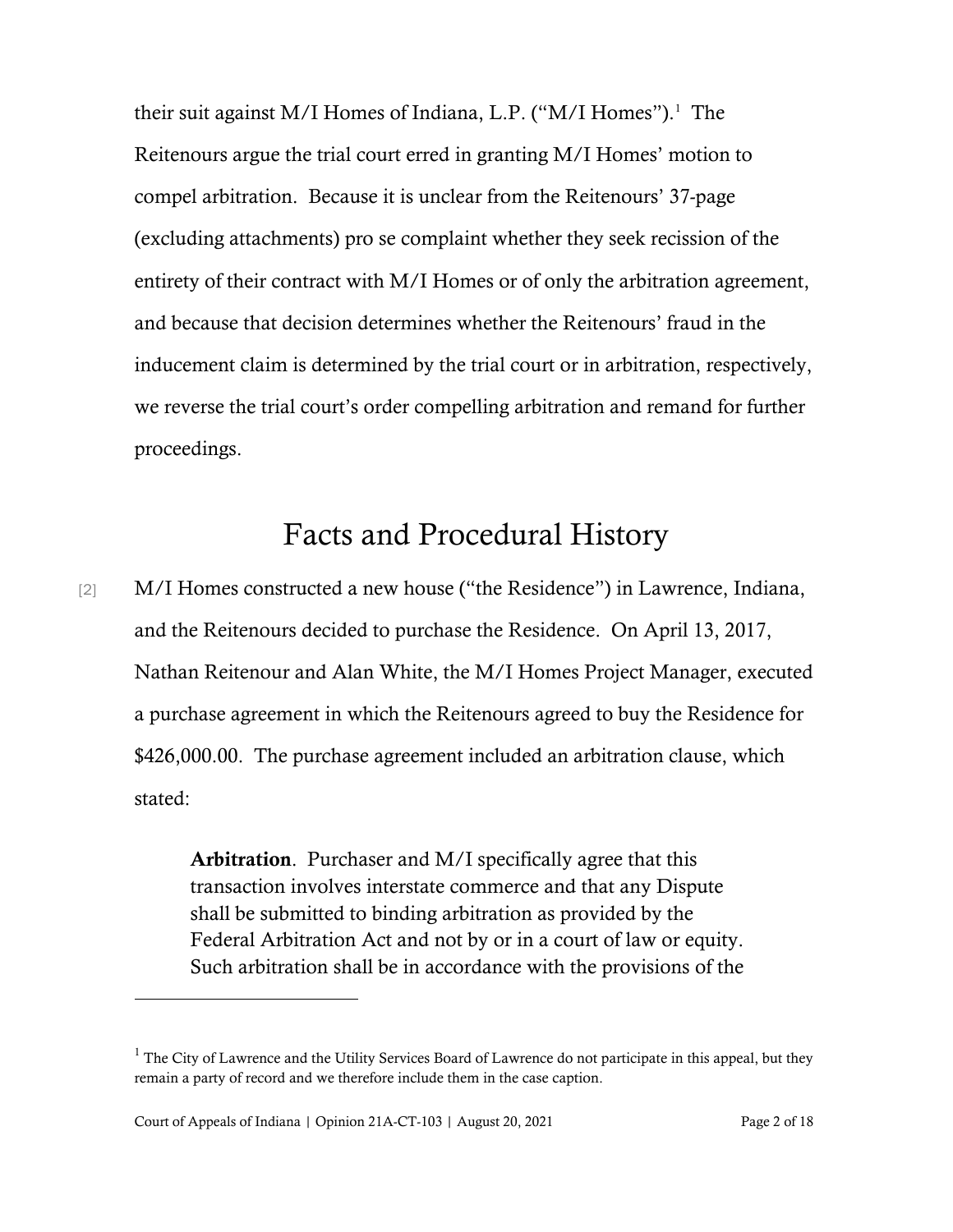their suit against M/I Homes of Indiana, L.P. ("M/I Homes").[1] The Reitenours argue the trial court erred in granting M/I Homes' motion to compel arbitration. Because it is unclear from the Reitenours' 37-page (excluding attachments) pro se complaint whether they seek recission of the entirety of their contract with M/I Homes or of only the arbitration agreement, and because that decision determines whether the Reitenours' fraud in the inducement claim is determined by the trial court or in arbitration, respectively, we reverse the trial court's order compelling arbitration and remand for further proceedings.

# Facts and Procedural History

[2] M/I Homes constructed a new house ("the Residence") in Lawrence, Indiana, and the Reitenours decided to purchase the Residence. On April 13, 2017, Nathan Reitenour and Alan White, the M/I Homes Project Manager, executed a purchase agreement in which the Reitenours agreed to buy the Residence for $426,000.00. The purchase agreement included an arbitration clause, which stated:

> **Arbitration**. Purchaser and M/I specifically agree that this transaction involves interstate commerce and that any Dispute shall be submitted to binding arbitration as provided by the Federal Arbitration Act and not by or in a court of law or equity. Such arbitration shall be in accordance with the provisions of the

[1] The City of Lawrence and the Utility Services Board of Lawrence do not participate in this appeal, but they remain a party of record and we therefore include them in the case caption.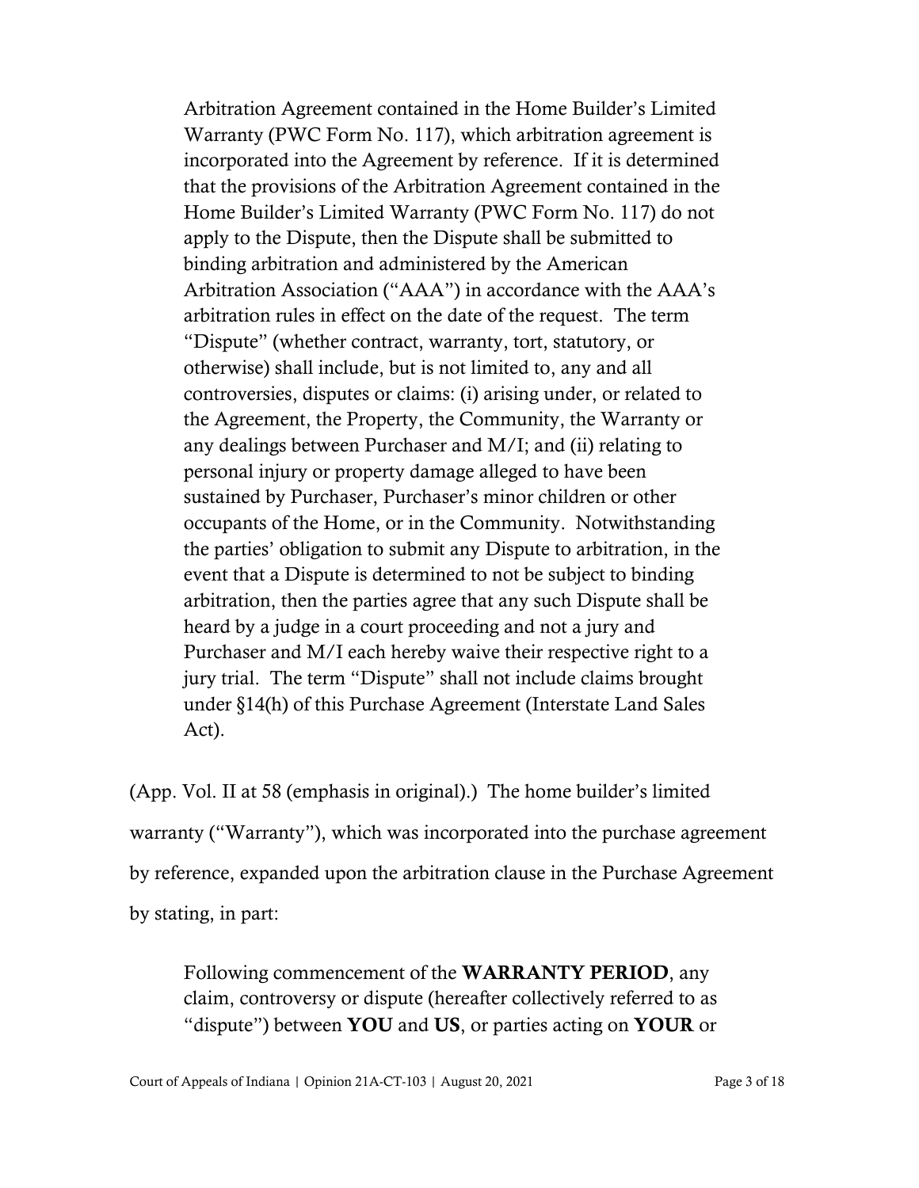> Arbitration Agreement contained in the Home Builder's Limited Warranty (PWC Form No. 117), which arbitration agreement is incorporated into the Agreement by reference. If it is determined that the provisions of the Arbitration Agreement contained in the Home Builder's Limited Warranty (PWC Form No. 117) do not apply to the Dispute, then the Dispute shall be submitted to binding arbitration and administered by the American Arbitration Association ("AAA") in accordance with the AAA's arbitration rules in effect on the date of the request. The term "Dispute" (whether contract, warranty, tort, statutory, or otherwise) shall include, but is not limited to, any and all controversies, disputes or claims: (i) arising under, or related to the Agreement, the Property, the Community, the Warranty or any dealings between Purchaser and M/I; and (ii) relating to personal injury or property damage alleged to have been sustained by Purchaser, Purchaser's minor children or other occupants of the Home, or in the Community. Notwithstanding the parties' obligation to submit any Dispute to arbitration, in the event that a Dispute is determined to not be subject to binding arbitration, then the parties agree that any such Dispute shall be heard by a judge in a court proceeding and not a jury and Purchaser and M/I each hereby waive their respective right to a jury trial. The term "Dispute" shall not include claims brought under §14(h) of this Purchase Agreement (Interstate Land Sales Act).

(App. Vol. II at 58 (emphasis in original).) The home builder's limited warranty ("Warranty"), which was incorporated into the purchase agreement by reference, expanded upon the arbitration clause in the Purchase Agreement by stating, in part:

> Following commencement of the **WARRANTY PERIOD**, any claim, controversy or dispute (hereafter collectively referred to as "dispute") between **YOU** and **US**, or parties acting on **YOUR** or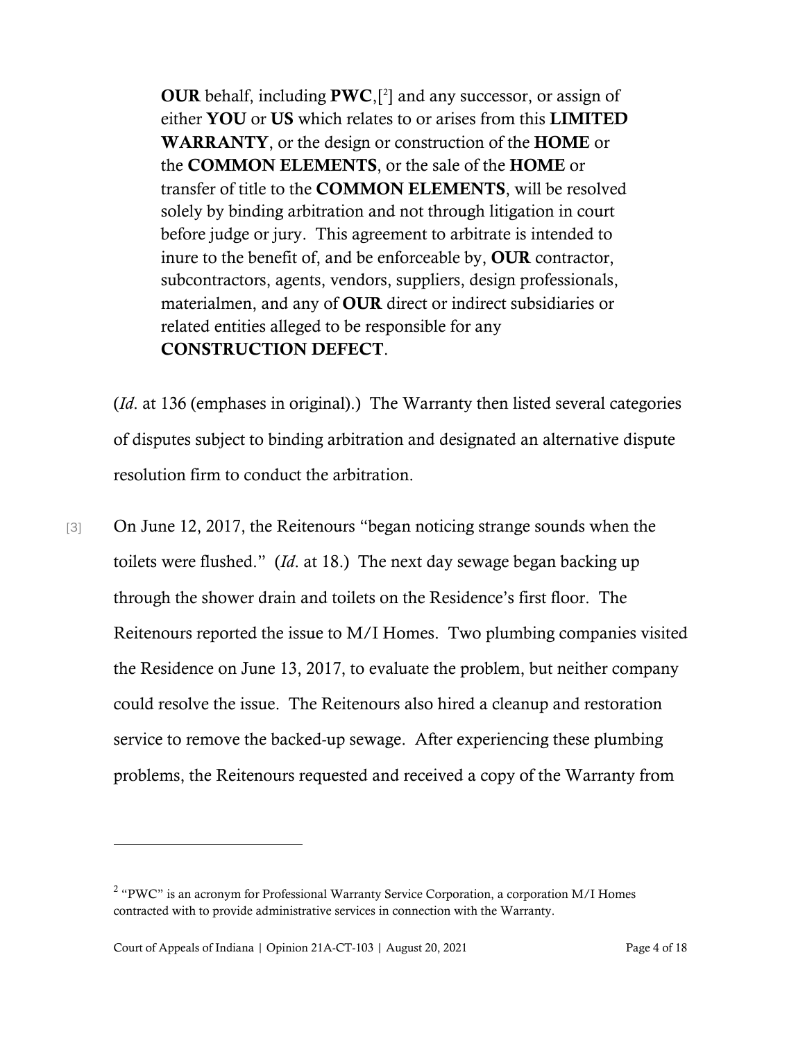> **OUR** behalf, including **PWC**,[[2]] and any successor, or assign of either **YOU** or **US** which relates to or arises from this **LIMITED WARRANTY**, or the design or construction of the **HOME** or the **COMMON ELEMENTS**, or the sale of the **HOME** or transfer of title to the **COMMON ELEMENTS**, will be resolved solely by binding arbitration and not through litigation in court before judge or jury. This agreement to arbitrate is intended to inure to the benefit of, and be enforceable by, **OUR** contractor, subcontractors, agents, vendors, suppliers, design professionals, materialmen, and any of **OUR** direct or indirect subsidiaries or related entities alleged to be responsible for any **CONSTRUCTION DEFECT**.

(*Id*. at 136 (emphases in original).) The Warranty then listed several categories of disputes subject to binding arbitration and designated an alternative dispute resolution firm to conduct the arbitration.

[3] On June 12, 2017, the Reitenours "began noticing strange sounds when the toilets were flushed." (*Id*. at 18.) The next day sewage began backing up through the shower drain and toilets on the Residence's first floor. The Reitenours reported the issue to M/I Homes. Two plumbing companies visited the Residence on June 13, 2017, to evaluate the problem, but neither company could resolve the issue. The Reitenours also hired a cleanup and restoration service to remove the backed-up sewage. After experiencing these plumbing problems, the Reitenours requested and received a copy of the Warranty from

---

[2] "PWC" is an acronym for Professional Warranty Service Corporation, a corporation M/I Homes contracted with to provide administrative services in connection with the Warranty.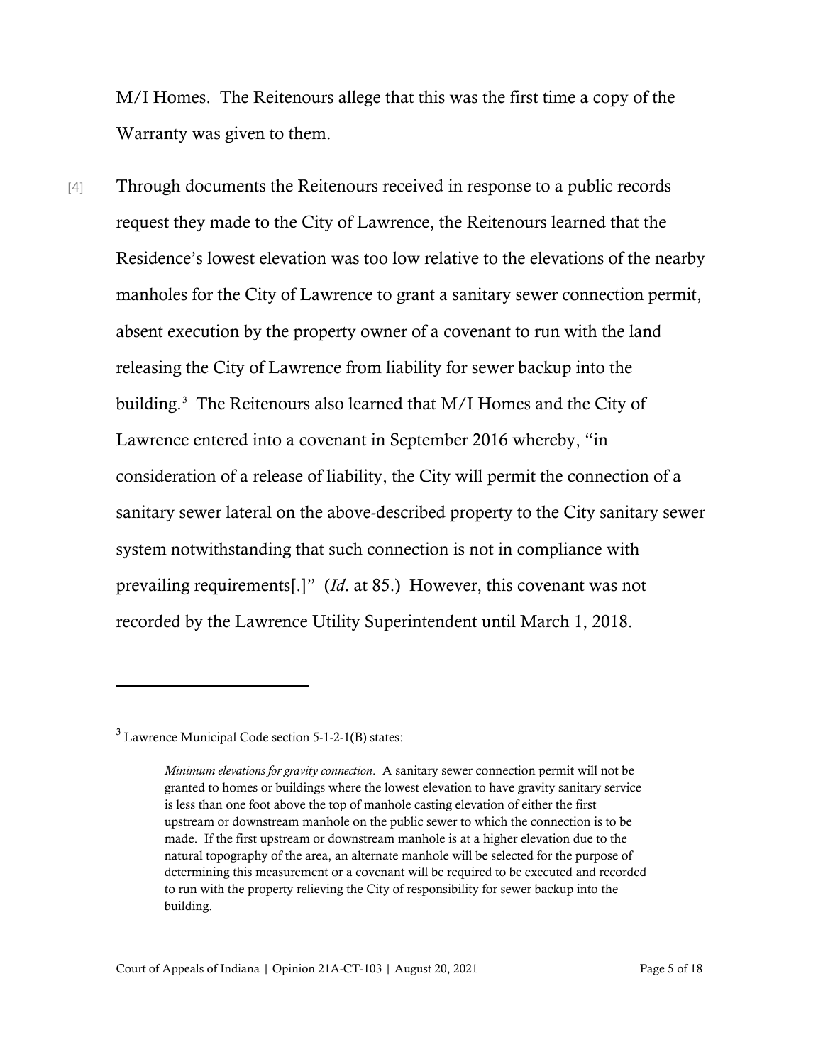M/I Homes. The Reitenours allege that this was the first time a copy of the Warranty was given to them.

[4] Through documents the Reitenours received in response to a public records request they made to the City of Lawrence, the Reitenours learned that the Residence's lowest elevation was too low relative to the elevations of the nearby manholes for the City of Lawrence to grant a sanitary sewer connection permit, absent execution by the property owner of a covenant to run with the land releasing the City of Lawrence from liability for sewer backup into the building.[3] The Reitenours also learned that M/I Homes and the City of Lawrence entered into a covenant in September 2016 whereby, "in consideration of a release of liability, the City will permit the connection of a sanitary sewer lateral on the above-described property to the City sanitary sewer system notwithstanding that such connection is not in compliance with prevailing requirements[.]" (*Id.* at 85.) However, this covenant was not recorded by the Lawrence Utility Superintendent until March 1, 2018.

---

[3] Lawrence Municipal Code section 5-1-2-1(B) states:

> *Minimum elevations for gravity connection*. A sanitary sewer connection permit will not be granted to homes or buildings where the lowest elevation to have gravity sanitary service is less than one foot above the top of manhole casting elevation of either the first upstream or downstream manhole on the public sewer to which the connection is to be made. If the first upstream or downstream manhole is at a higher elevation due to the natural topography of the area, an alternate manhole will be selected for the purpose of determining this measurement or a covenant will be required to be executed and recorded to run with the property relieving the City of responsibility for sewer backup into the building.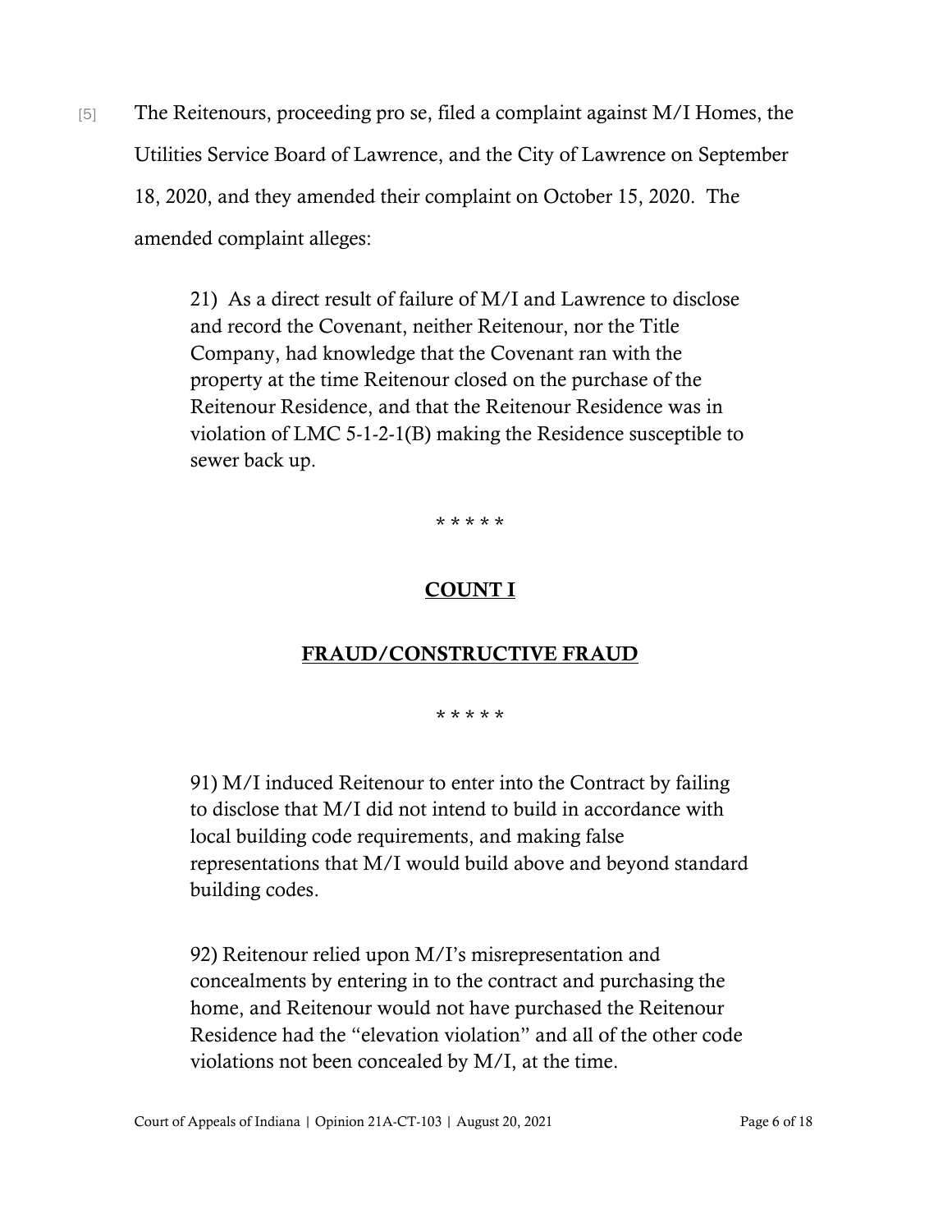[5] The Reitenours, proceeding pro se, filed a complaint against M/I Homes, the Utilities Service Board of Lawrence, and the City of Lawrence on September 18, 2020, and they amended their complaint on October 15, 2020. The amended complaint alleges:

> 21) As a direct result of failure of M/I and Lawrence to disclose and record the Covenant, neither Reitenour, nor the Title Company, had knowledge that the Covenant ran with the property at the time Reitenour closed on the purchase of the Reitenour Residence, and that the Reitenour Residence was in violation of LMC 5-1-2-1(B) making the Residence susceptible to sewer back up.
>
> * * * * *
>
> **COUNT I**
>
> **FRAUD/CONSTRUCTIVE FRAUD**
>
> * * * * *
>
> 91) M/I induced Reitenour to enter into the Contract by failing to disclose that M/I did not intend to build in accordance with local building code requirements, and making false representations that M/I would build above and beyond standard building codes.
>
> 92) Reitenour relied upon M/I's misrepresentation and concealments by entering in to the contract and purchasing the home, and Reitenour would not have purchased the Reitenour Residence had the "elevation violation" and all of the other code violations not been concealed by M/I, at the time.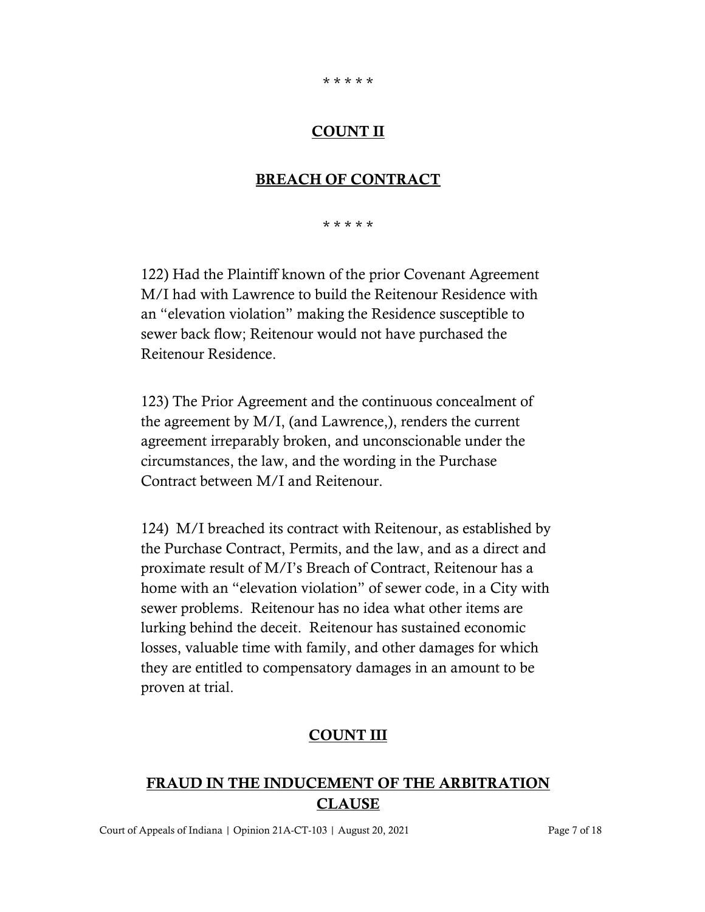\* \* \* \* \*

**COUNT II**

**BREACH OF CONTRACT**

\* \* \* \* \*

122) Had the Plaintiff known of the prior Covenant Agreement M/I had with Lawrence to build the Reitenour Residence with an "elevation violation" making the Residence susceptible to sewer back flow; Reitenour would not have purchased the Reitenour Residence.

123) The Prior Agreement and the continuous concealment of the agreement by M/I, (and Lawrence,), renders the current agreement irreparably broken, and unconscionable under the circumstances, the law, and the wording in the Purchase Contract between M/I and Reitenour.

124) M/I breached its contract with Reitenour, as established by the Purchase Contract, Permits, and the law, and as a direct and proximate result of M/I's Breach of Contract, Reitenour has a home with an "elevation violation" of sewer code, in a City with sewer problems. Reitenour has no idea what other items are lurking behind the deceit. Reitenour has sustained economic losses, valuable time with family, and other damages for which they are entitled to compensatory damages in an amount to be proven at trial.

**COUNT III**

**FRAUD IN THE INDUCEMENT OF THE ARBITRATION CLAUSE**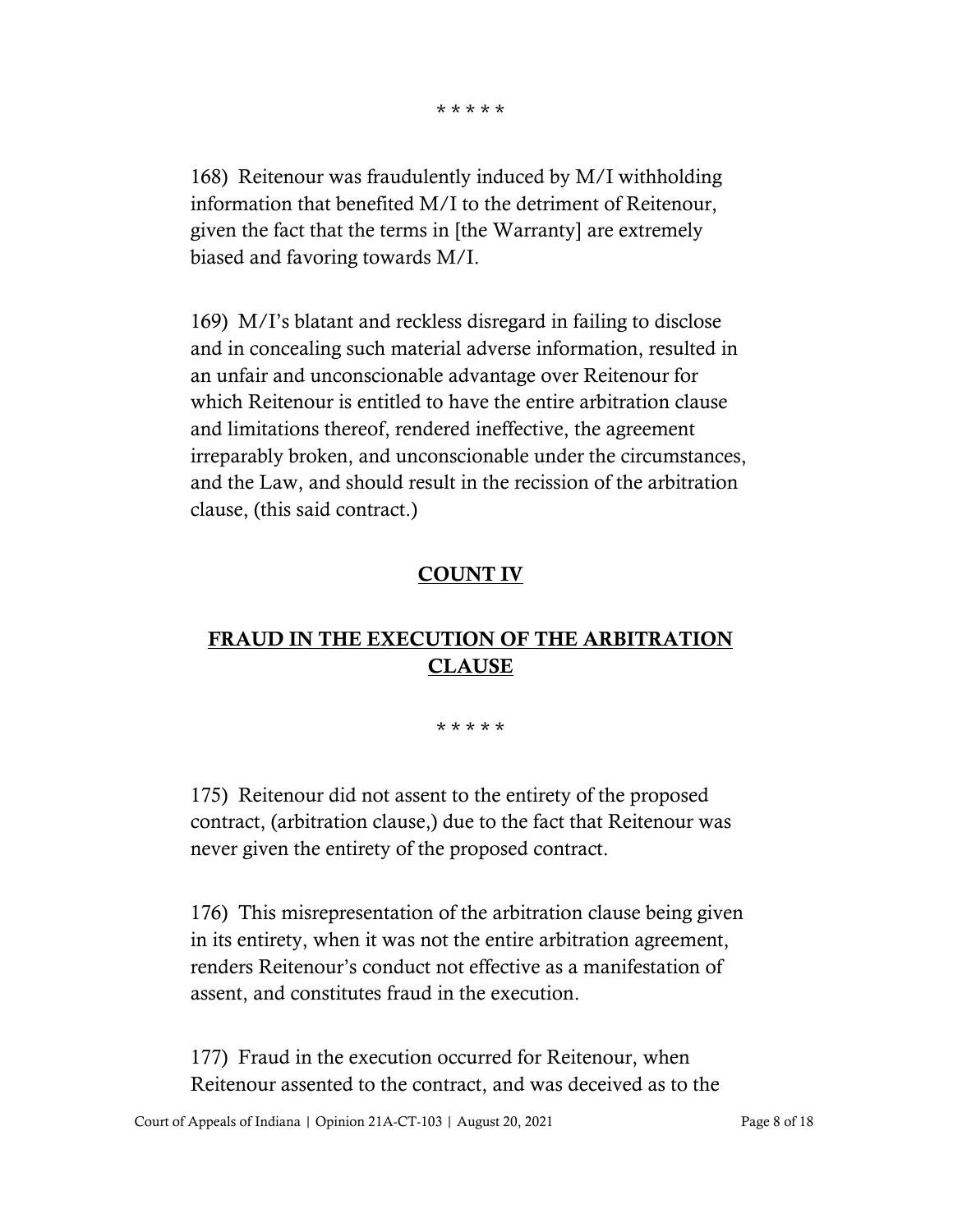\* \* \* \* \*

168) Reitenour was fraudulently induced by M/I withholding information that benefited M/I to the detriment of Reitenour, given the fact that the terms in [the Warranty] are extremely biased and favoring towards M/I.

169) M/I's blatant and reckless disregard in failing to disclose and in concealing such material adverse information, resulted in an unfair and unconscionable advantage over Reitenour for which Reitenour is entitled to have the entire arbitration clause and limitations thereof, rendered ineffective, the agreement irreparably broken, and unconscionable under the circumstances, and the Law, and should result in the recission of the arbitration clause, (this said contract.)

**COUNT IV**

**FRAUD IN THE EXECUTION OF THE ARBITRATION CLAUSE**

\* \* \* \* \*

175) Reitenour did not assent to the entirety of the proposed contract, (arbitration clause,) due to the fact that Reitenour was never given the entirety of the proposed contract.

176) This misrepresentation of the arbitration clause being given in its entirety, when it was not the entire arbitration agreement, renders Reitenour's conduct not effective as a manifestation of assent, and constitutes fraud in the execution.

177) Fraud in the execution occurred for Reitenour, when Reitenour assented to the contract, and was deceived as to the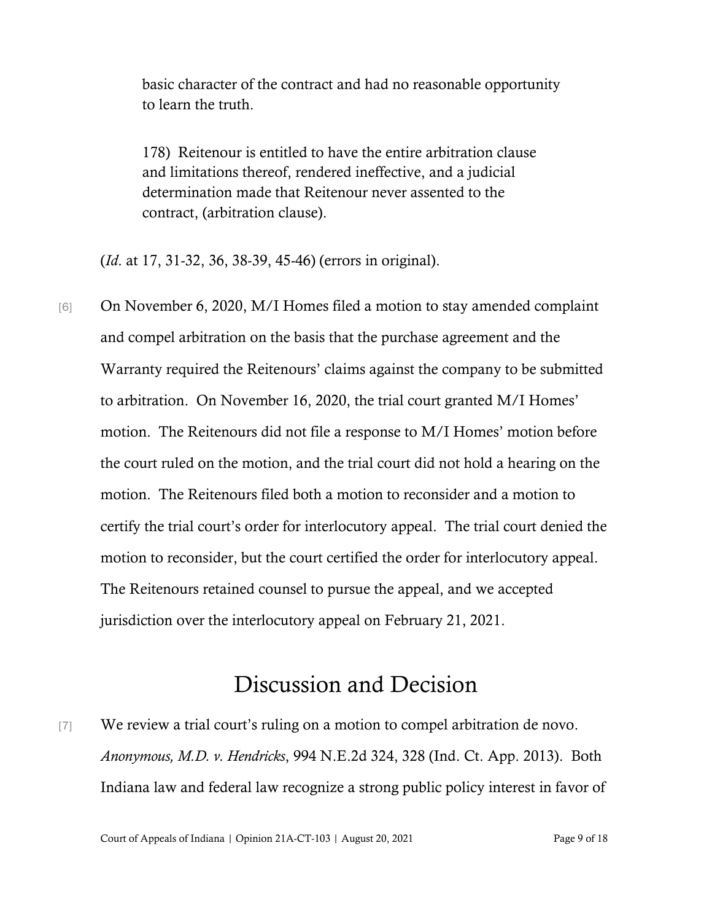> basic character of the contract and had no reasonable opportunity to learn the truth.
>
> 178) Reitenour is entitled to have the entire arbitration clause and limitations thereof, rendered ineffective, and a judicial determination made that Reitenour never assented to the contract, (arbitration clause).

(*Id*. at 17, 31-32, 36, 38-39, 45-46) (errors in original).

[6] On November 6, 2020, M/I Homes filed a motion to stay amended complaint and compel arbitration on the basis that the purchase agreement and the Warranty required the Reitenours' claims against the company to be submitted to arbitration. On November 16, 2020, the trial court granted M/I Homes' motion. The Reitenours did not file a response to M/I Homes' motion before the court ruled on the motion, and the trial court did not hold a hearing on the motion. The Reitenours filed both a motion to reconsider and a motion to certify the trial court's order for interlocutory appeal. The trial court denied the motion to reconsider, but the court certified the order for interlocutory appeal. The Reitenours retained counsel to pursue the appeal, and we accepted jurisdiction over the interlocutory appeal on February 21, 2021.

# Discussion and Decision

[7] We review a trial court's ruling on a motion to compel arbitration de novo. *Anonymous, M.D. v. Hendricks*, 994 N.E.2d 324, 328 (Ind. Ct. App. 2013). Both Indiana law and federal law recognize a strong public policy interest in favor of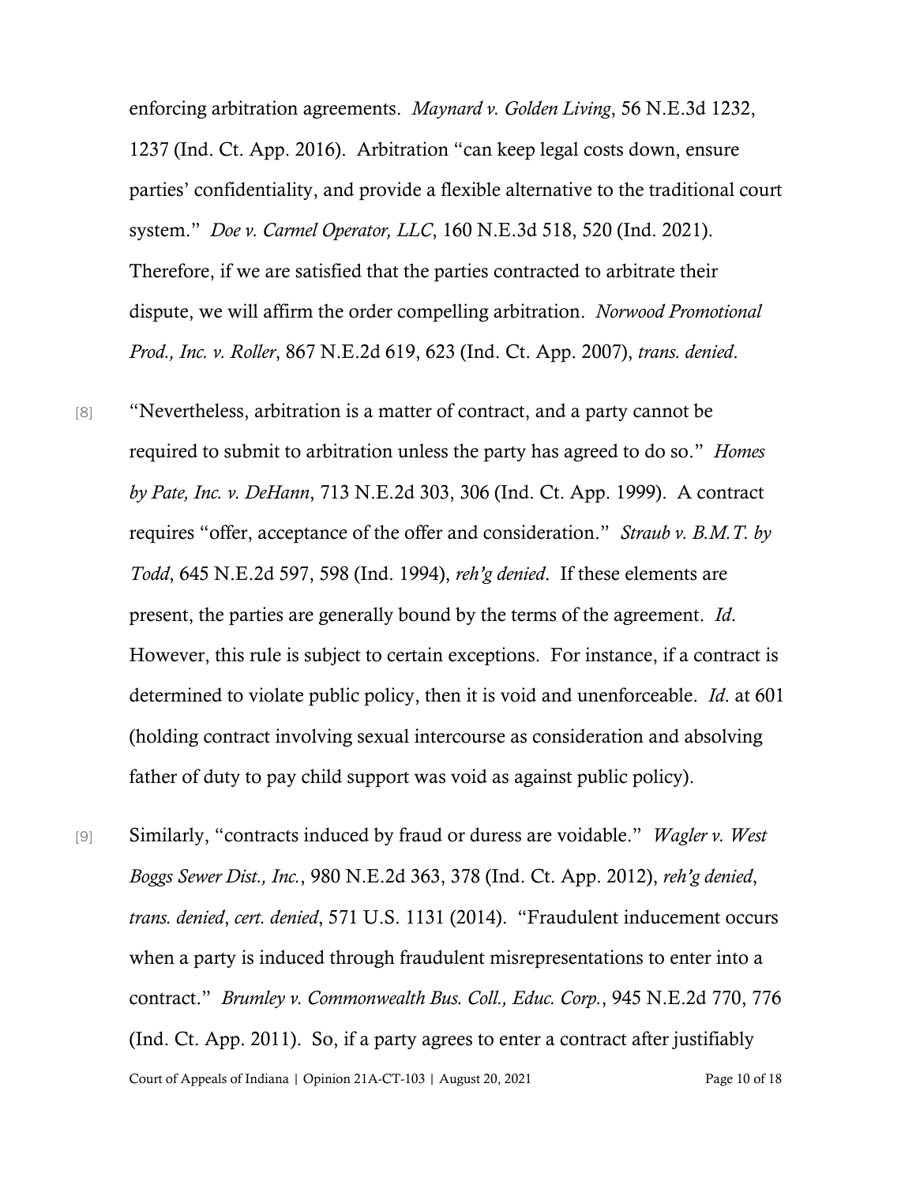enforcing arbitration agreements. *Maynard v. Golden Living*, 56 N.E.3d 1232, 1237 (Ind. Ct. App. 2016). Arbitration "can keep legal costs down, ensure parties' confidentiality, and provide a flexible alternative to the traditional court system." *Doe v. Carmel Operator, LLC*, 160 N.E.3d 518, 520 (Ind. 2021). Therefore, if we are satisfied that the parties contracted to arbitrate their dispute, we will affirm the order compelling arbitration. *Norwood Promotional Prod., Inc. v. Roller*, 867 N.E.2d 619, 623 (Ind. Ct. App. 2007), *trans. denied*.

[8] "Nevertheless, arbitration is a matter of contract, and a party cannot be required to submit to arbitration unless the party has agreed to do so." *Homes by Pate, Inc. v. DeHann*, 713 N.E.2d 303, 306 (Ind. Ct. App. 1999). A contract requires "offer, acceptance of the offer and consideration." *Straub v. B.M.T. by Todd*, 645 N.E.2d 597, 598 (Ind. 1994), *reh'g denied*. If these elements are present, the parties are generally bound by the terms of the agreement. *Id*. However, this rule is subject to certain exceptions. For instance, if a contract is determined to violate public policy, then it is void and unenforceable. *Id*. at 601 (holding contract involving sexual intercourse as consideration and absolving father of duty to pay child support was void as against public policy).

[9] Similarly, "contracts induced by fraud or duress are voidable." *Wagler v. West Boggs Sewer Dist., Inc.*, 980 N.E.2d 363, 378 (Ind. Ct. App. 2012), *reh'g denied*, *trans. denied*, *cert. denied*, 571 U.S. 1131 (2014). "Fraudulent inducement occurs when a party is induced through fraudulent misrepresentations to enter into a contract." *Brumley v. Commonwealth Bus. Coll., Educ. Corp.*, 945 N.E.2d 770, 776 (Ind. Ct. App. 2011). So, if a party agrees to enter a contract after justifiably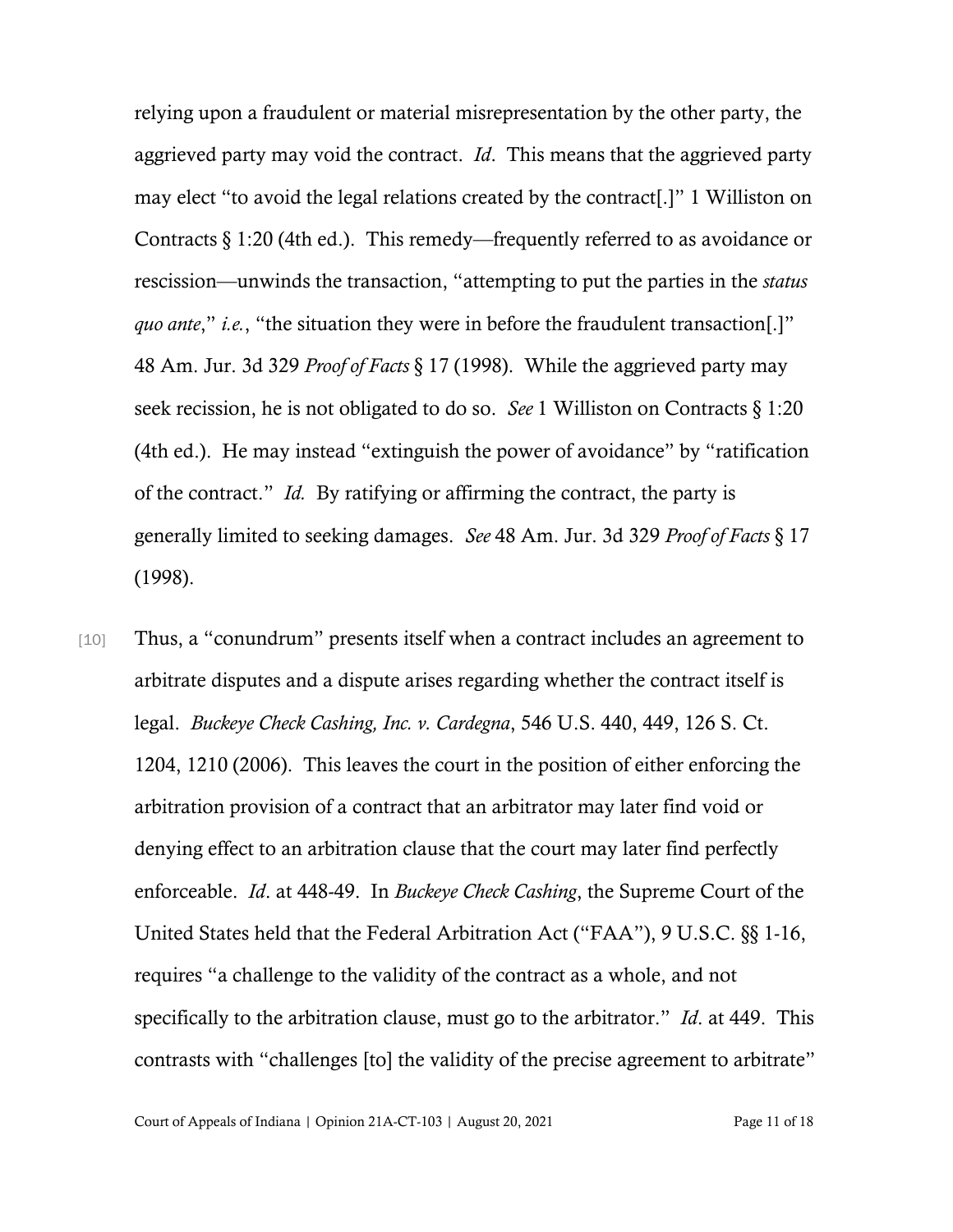relying upon a fraudulent or material misrepresentation by the other party, the aggrieved party may void the contract. *Id*. This means that the aggrieved party may elect "to avoid the legal relations created by the contract[.]" 1 Williston on Contracts § 1:20 (4th ed.). This remedy—frequently referred to as avoidance or rescission—unwinds the transaction, "attempting to put the parties in the *status quo ante*," *i.e.*, "the situation they were in before the fraudulent transaction[.]" 48 Am. Jur. 3d 329 *Proof of Facts* § 17 (1998). While the aggrieved party may seek recission, he is not obligated to do so. *See* 1 Williston on Contracts § 1:20 (4th ed.). He may instead "extinguish the power of avoidance" by "ratification of the contract." *Id.* By ratifying or affirming the contract, the party is generally limited to seeking damages. *See* 48 Am. Jur. 3d 329 *Proof of Facts* § 17 (1998).

[10] Thus, a "conundrum" presents itself when a contract includes an agreement to arbitrate disputes and a dispute arises regarding whether the contract itself is legal. *Buckeye Check Cashing, Inc. v. Cardegna*, 546 U.S. 440, 449, 126 S. Ct. 1204, 1210 (2006). This leaves the court in the position of either enforcing the arbitration provision of a contract that an arbitrator may later find void or denying effect to an arbitration clause that the court may later find perfectly enforceable. *Id*. at 448-49. In *Buckeye Check Cashing*, the Supreme Court of the United States held that the Federal Arbitration Act ("FAA"), 9 U.S.C. §§ 1-16, requires "a challenge to the validity of the contract as a whole, and not specifically to the arbitration clause, must go to the arbitrator." *Id*. at 449. This contrasts with "challenges [to] the validity of the precise agreement to arbitrate"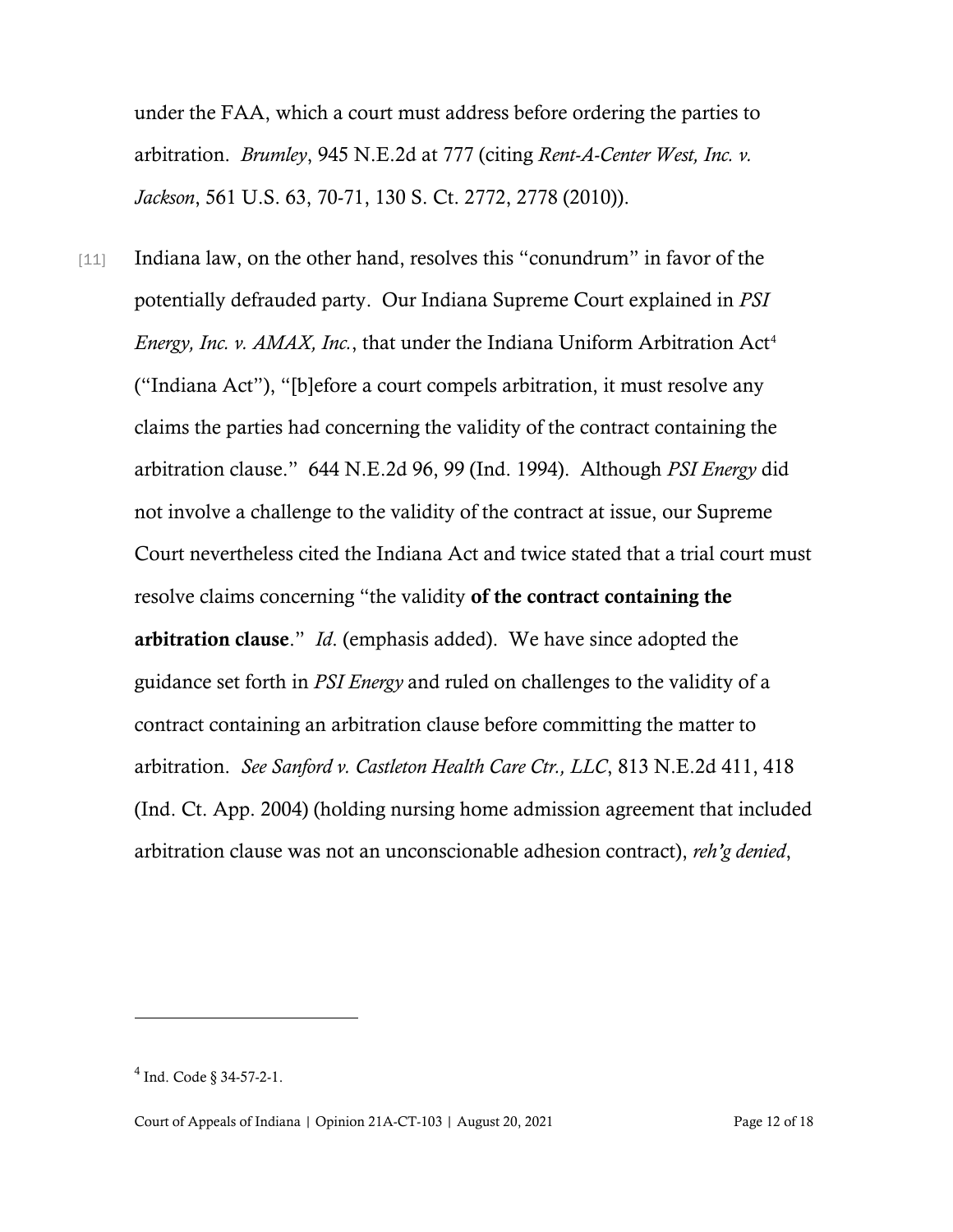under the FAA, which a court must address before ordering the parties to arbitration. *Brumley*, 945 N.E.2d at 777 (citing *Rent-A-Center West, Inc. v. Jackson*, 561 U.S. 63, 70-71, 130 S. Ct. 2772, 2778 (2010)).

[11] Indiana law, on the other hand, resolves this "conundrum" in favor of the potentially defrauded party. Our Indiana Supreme Court explained in *PSI Energy, Inc. v. AMAX, Inc.*, that under the Indiana Uniform Arbitration Act[4] ("Indiana Act"), "[b]efore a court compels arbitration, it must resolve any claims the parties had concerning the validity of the contract containing the arbitration clause." 644 N.E.2d 96, 99 (Ind. 1994). Although *PSI Energy* did not involve a challenge to the validity of the contract at issue, our Supreme Court nevertheless cited the Indiana Act and twice stated that a trial court must resolve claims concerning "the validity **of the contract containing the arbitration clause**." *Id*. (emphasis added). We have since adopted the guidance set forth in *PSI Energy* and ruled on challenges to the validity of a contract containing an arbitration clause before committing the matter to arbitration. *See Sanford v. Castleton Health Care Ctr., LLC*, 813 N.E.2d 411, 418 (Ind. Ct. App. 2004) (holding nursing home admission agreement that included arbitration clause was not an unconscionable adhesion contract), *reh'g denied*,

---

[4] Ind. Code § 34-57-2-1.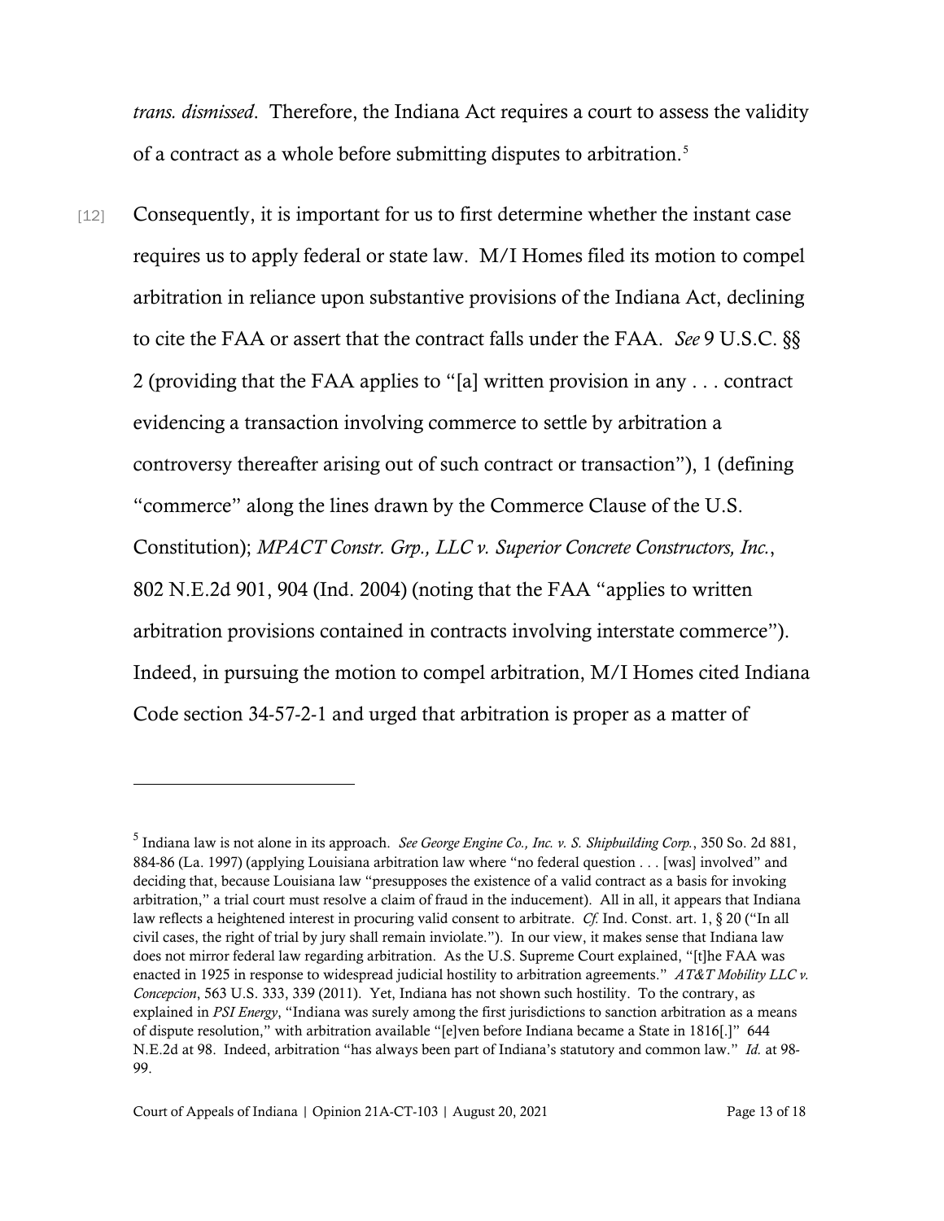*trans. dismissed*. Therefore, the Indiana Act requires a court to assess the validity of a contract as a whole before submitting disputes to arbitration.[5]

[12] Consequently, it is important for us to first determine whether the instant case requires us to apply federal or state law. M/I Homes filed its motion to compel arbitration in reliance upon substantive provisions of the Indiana Act, declining to cite the FAA or assert that the contract falls under the FAA. *See* 9 U.S.C. §§ 2 (providing that the FAA applies to "[a] written provision in any . . . contract evidencing a transaction involving commerce to settle by arbitration a controversy thereafter arising out of such contract or transaction"), 1 (defining "commerce" along the lines drawn by the Commerce Clause of the U.S. Constitution); *MPACT Constr. Grp., LLC v. Superior Concrete Constructors, Inc.*, 802 N.E.2d 901, 904 (Ind. 2004) (noting that the FAA "applies to written arbitration provisions contained in contracts involving interstate commerce"). Indeed, in pursuing the motion to compel arbitration, M/I Homes cited Indiana Code section 34-57-2-1 and urged that arbitration is proper as a matter of

---

[5] Indiana law is not alone in its approach. *See George Engine Co., Inc. v. S. Shipbuilding Corp.*, 350 So. 2d 881, 884-86 (La. 1997) (applying Louisiana arbitration law where "no federal question . . . [was] involved" and deciding that, because Louisiana law "presupposes the existence of a valid contract as a basis for invoking arbitration," a trial court must resolve a claim of fraud in the inducement). All in all, it appears that Indiana law reflects a heightened interest in procuring valid consent to arbitrate. *Cf.* Ind. Const. art. 1, § 20 ("In all civil cases, the right of trial by jury shall remain inviolate."). In our view, it makes sense that Indiana law does not mirror federal law regarding arbitration. As the U.S. Supreme Court explained, "[t]he FAA was enacted in 1925 in response to widespread judicial hostility to arbitration agreements." *AT&T Mobility LLC v. Concepcion*, 563 U.S. 333, 339 (2011). Yet, Indiana has not shown such hostility. To the contrary, as explained in *PSI Energy*, "Indiana was surely among the first jurisdictions to sanction arbitration as a means of dispute resolution," with arbitration available "[e]ven before Indiana became a State in 1816[.]" 644 N.E.2d at 98. Indeed, arbitration "has always been part of Indiana's statutory and common law." *Id.* at 98-99.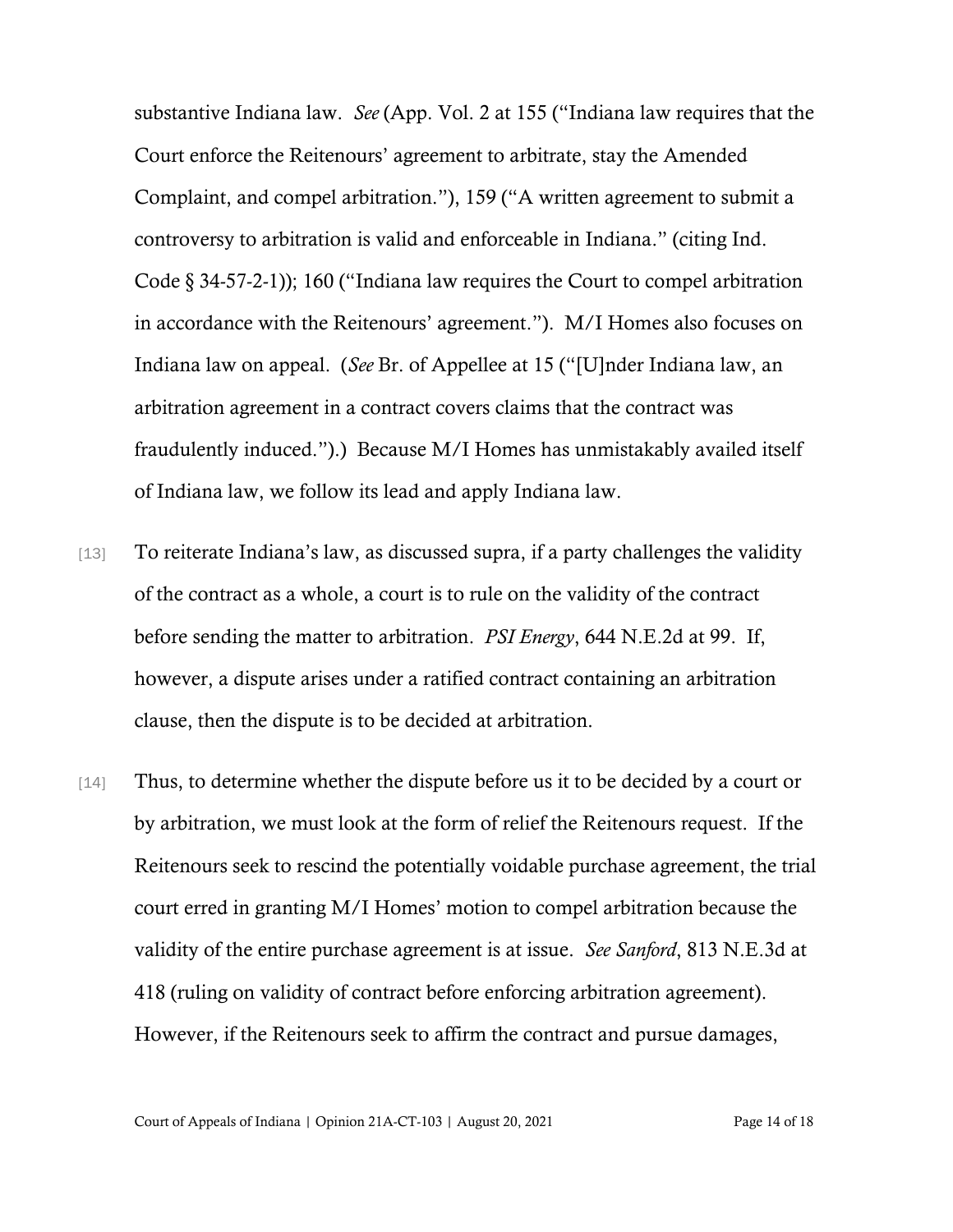substantive Indiana law. *See* (App. Vol. 2 at 155 ("Indiana law requires that the Court enforce the Reitenours' agreement to arbitrate, stay the Amended Complaint, and compel arbitration."), 159 ("A written agreement to submit a controversy to arbitration is valid and enforceable in Indiana." (citing Ind. Code § 34-57-2-1)); 160 ("Indiana law requires the Court to compel arbitration in accordance with the Reitenours' agreement."). M/I Homes also focuses on Indiana law on appeal. (*See* Br. of Appellee at 15 ("[U]nder Indiana law, an arbitration agreement in a contract covers claims that the contract was fraudulently induced.").) Because M/I Homes has unmistakably availed itself of Indiana law, we follow its lead and apply Indiana law.

[13] To reiterate Indiana's law, as discussed supra, if a party challenges the validity of the contract as a whole, a court is to rule on the validity of the contract before sending the matter to arbitration. *PSI Energy*, 644 N.E.2d at 99. If, however, a dispute arises under a ratified contract containing an arbitration clause, then the dispute is to be decided at arbitration.

[14] Thus, to determine whether the dispute before us it to be decided by a court or by arbitration, we must look at the form of relief the Reitenours request. If the Reitenours seek to rescind the potentially voidable purchase agreement, the trial court erred in granting M/I Homes' motion to compel arbitration because the validity of the entire purchase agreement is at issue. *See Sanford*, 813 N.E.3d at 418 (ruling on validity of contract before enforcing arbitration agreement). However, if the Reitenours seek to affirm the contract and pursue damages,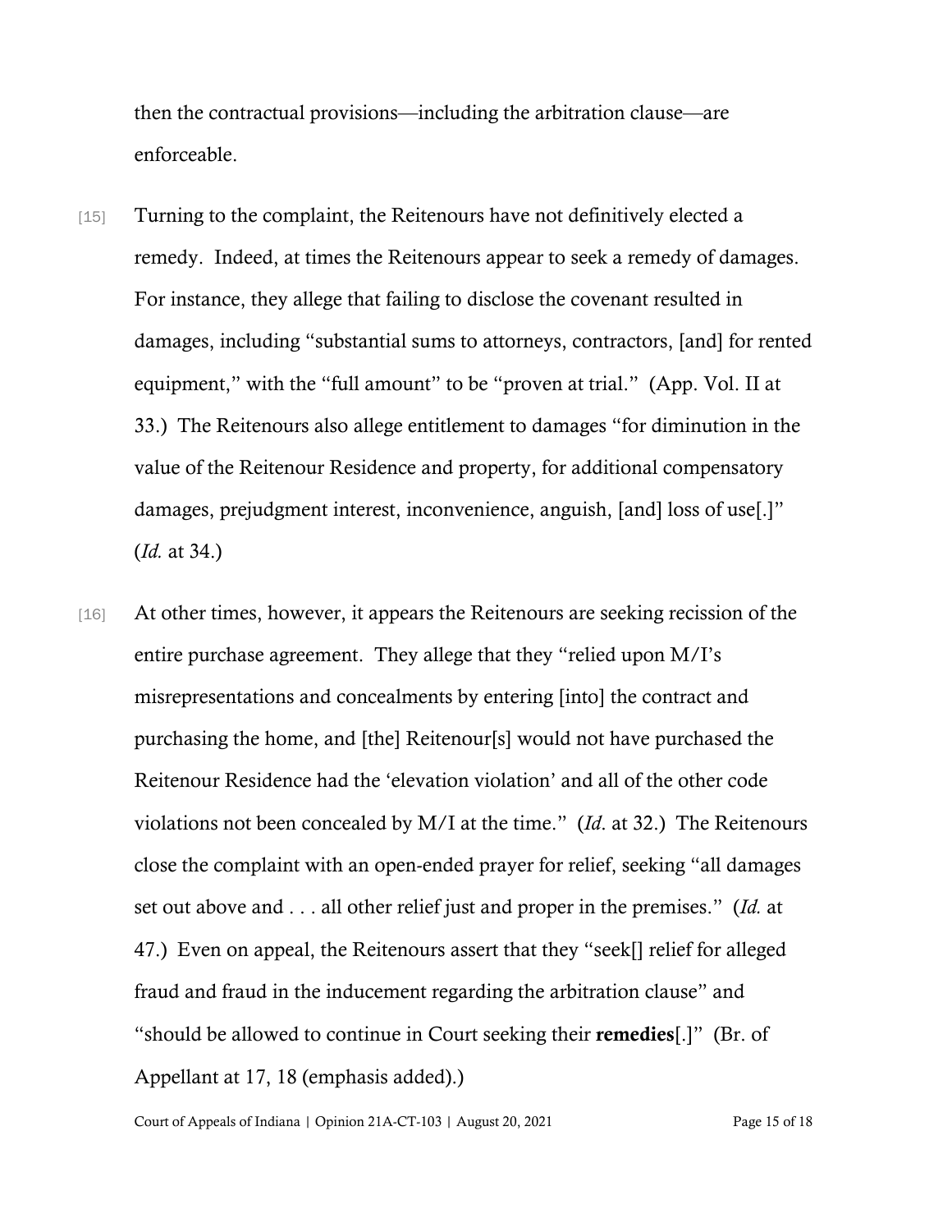then the contractual provisions—including the arbitration clause—are enforceable.

[15] Turning to the complaint, the Reitenours have not definitively elected a remedy. Indeed, at times the Reitenours appear to seek a remedy of damages. For instance, they allege that failing to disclose the covenant resulted in damages, including "substantial sums to attorneys, contractors, [and] for rented equipment," with the "full amount" to be "proven at trial." (App. Vol. II at 33.) The Reitenours also allege entitlement to damages "for diminution in the value of the Reitenour Residence and property, for additional compensatory damages, prejudgment interest, inconvenience, anguish, [and] loss of use[.]" (*Id.* at 34.)

[16] At other times, however, it appears the Reitenours are seeking recission of the entire purchase agreement. They allege that they "relied upon M/I's misrepresentations and concealments by entering [into] the contract and purchasing the home, and [the] Reitenour[s] would not have purchased the Reitenour Residence had the 'elevation violation' and all of the other code violations not been concealed by M/I at the time." (*Id*. at 32.) The Reitenours close the complaint with an open-ended prayer for relief, seeking "all damages set out above and . . . all other relief just and proper in the premises." (*Id.* at 47.) Even on appeal, the Reitenours assert that they "seek[] relief for alleged fraud and fraud in the inducement regarding the arbitration clause" and "should be allowed to continue in Court seeking their **remedies**[.]" (Br. of Appellant at 17, 18 (emphasis added).)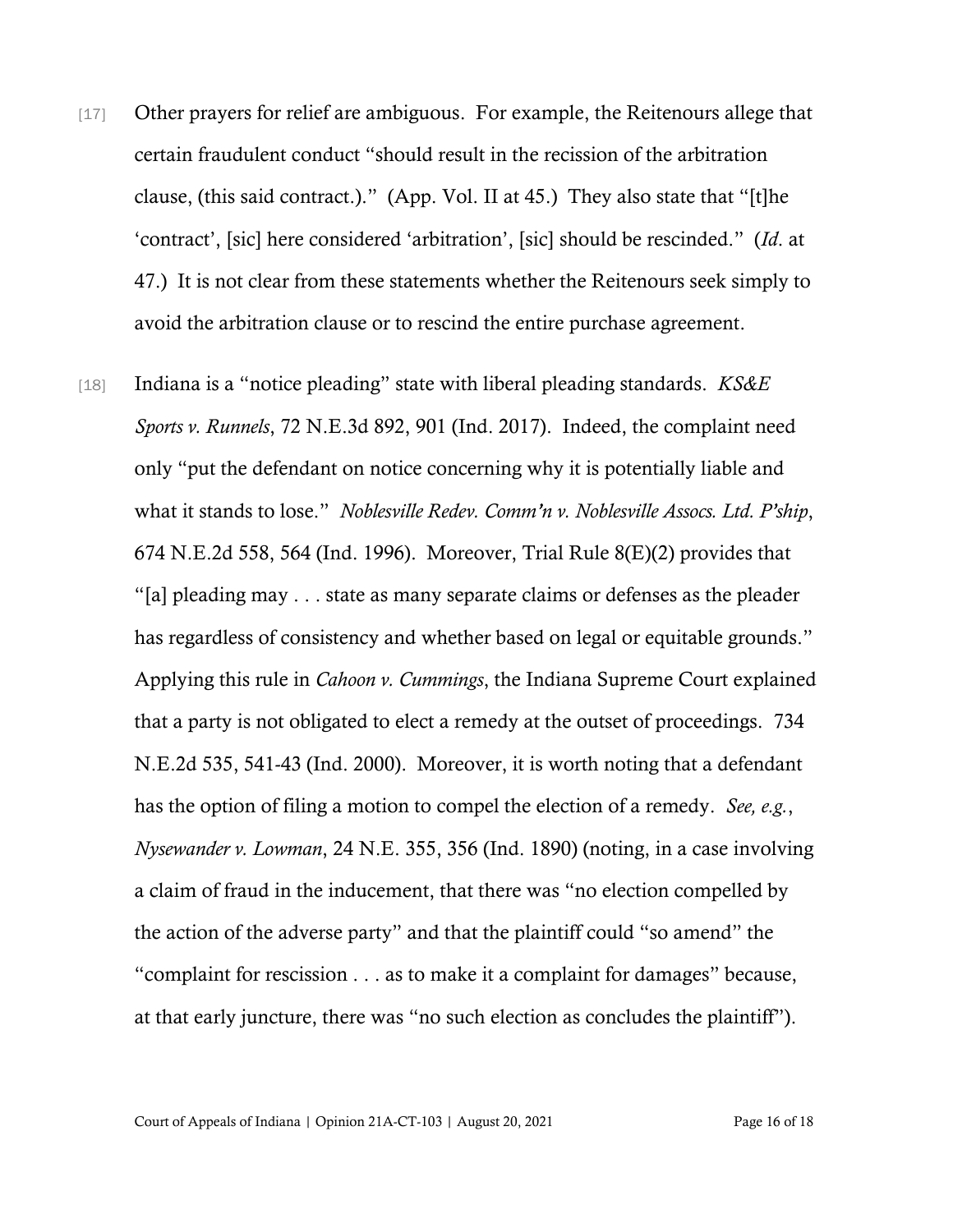[17] Other prayers for relief are ambiguous. For example, the Reitenours allege that certain fraudulent conduct "should result in the recission of the arbitration clause, (this said contract.)." (App. Vol. II at 45.) They also state that "[t]he 'contract', [sic] here considered 'arbitration', [sic] should be rescinded." (*Id*. at 47.) It is not clear from these statements whether the Reitenours seek simply to avoid the arbitration clause or to rescind the entire purchase agreement.

[18] Indiana is a "notice pleading" state with liberal pleading standards. *KS&E Sports v. Runnels*, 72 N.E.3d 892, 901 (Ind. 2017). Indeed, the complaint need only "put the defendant on notice concerning why it is potentially liable and what it stands to lose." *Noblesville Redev. Comm'n v. Noblesville Assocs. Ltd. P'ship*, 674 N.E.2d 558, 564 (Ind. 1996). Moreover, Trial Rule 8(E)(2) provides that "[a] pleading may . . . state as many separate claims or defenses as the pleader has regardless of consistency and whether based on legal or equitable grounds." Applying this rule in *Cahoon v. Cummings*, the Indiana Supreme Court explained that a party is not obligated to elect a remedy at the outset of proceedings. 734 N.E.2d 535, 541-43 (Ind. 2000). Moreover, it is worth noting that a defendant has the option of filing a motion to compel the election of a remedy. *See, e.g.*, *Nysewander v. Lowman*, 24 N.E. 355, 356 (Ind. 1890) (noting, in a case involving a claim of fraud in the inducement, that there was "no election compelled by the action of the adverse party" and that the plaintiff could "so amend" the "complaint for rescission . . . as to make it a complaint for damages" because, at that early juncture, there was "no such election as concludes the plaintiff").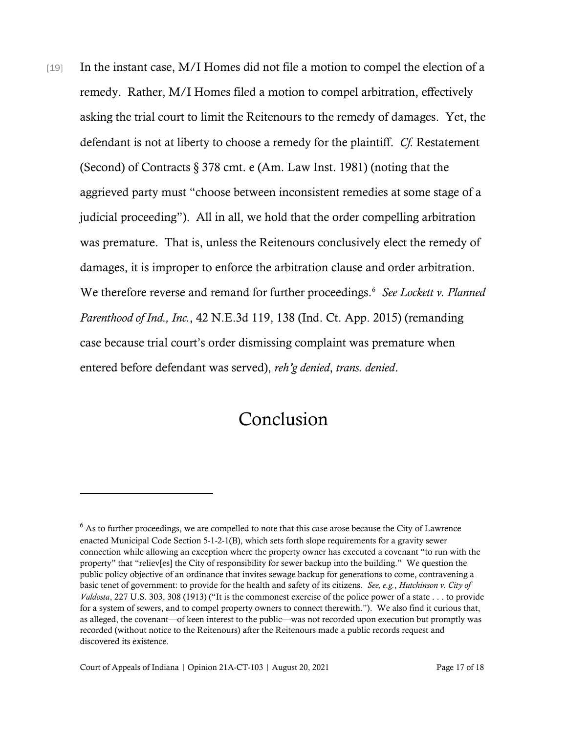[19] In the instant case, M/I Homes did not file a motion to compel the election of a remedy. Rather, M/I Homes filed a motion to compel arbitration, effectively asking the trial court to limit the Reitenours to the remedy of damages. Yet, the defendant is not at liberty to choose a remedy for the plaintiff. *Cf.* Restatement (Second) of Contracts § 378 cmt. e (Am. Law Inst. 1981) (noting that the aggrieved party must "choose between inconsistent remedies at some stage of a judicial proceeding"). All in all, we hold that the order compelling arbitration was premature. That is, unless the Reitenours conclusively elect the remedy of damages, it is improper to enforce the arbitration clause and order arbitration. We therefore reverse and remand for further proceedings.[6] *See Lockett v. Planned Parenthood of Ind., Inc.*, 42 N.E.3d 119, 138 (Ind. Ct. App. 2015) (remanding case because trial court's order dismissing complaint was premature when entered before defendant was served), *reh'g denied*, *trans. denied*.

## Conclusion

---

[6] As to further proceedings, we are compelled to note that this case arose because the City of Lawrence enacted Municipal Code Section 5-1-2-1(B), which sets forth slope requirements for a gravity sewer connection while allowing an exception where the property owner has executed a covenant "to run with the property" that "reliev[es] the City of responsibility for sewer backup into the building." We question the public policy objective of an ordinance that invites sewage backup for generations to come, contravening a basic tenet of government: to provide for the health and safety of its citizens. *See, e.g.*, *Hutchinson v. City of Valdosta*, 227 U.S. 303, 308 (1913) ("It is the commonest exercise of the police power of a state . . . to provide for a system of sewers, and to compel property owners to connect therewith."). We also find it curious that, as alleged, the covenant—of keen interest to the public—was not recorded upon execution but promptly was recorded (without notice to the Reitenours) after the Reitenours made a public records request and discovered its existence.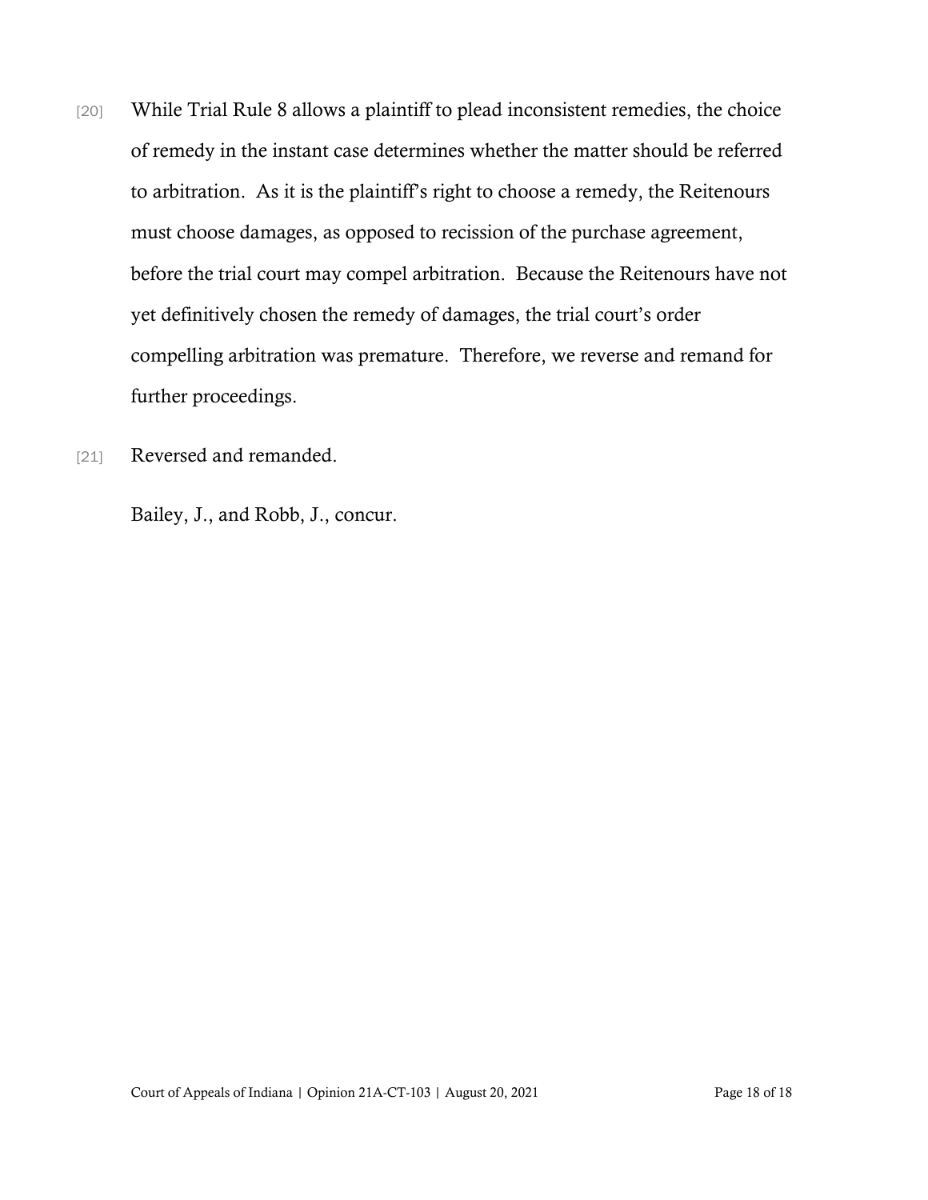[20] While Trial Rule 8 allows a plaintiff to plead inconsistent remedies, the choice of remedy in the instant case determines whether the matter should be referred to arbitration. As it is the plaintiff's right to choose a remedy, the Reitenours must choose damages, as opposed to recission of the purchase agreement, before the trial court may compel arbitration. Because the Reitenours have not yet definitively chosen the remedy of damages, the trial court's order compelling arbitration was premature. Therefore, we reverse and remand for further proceedings.

[21] Reversed and remanded.

Bailey, J., and Robb, J., concur.